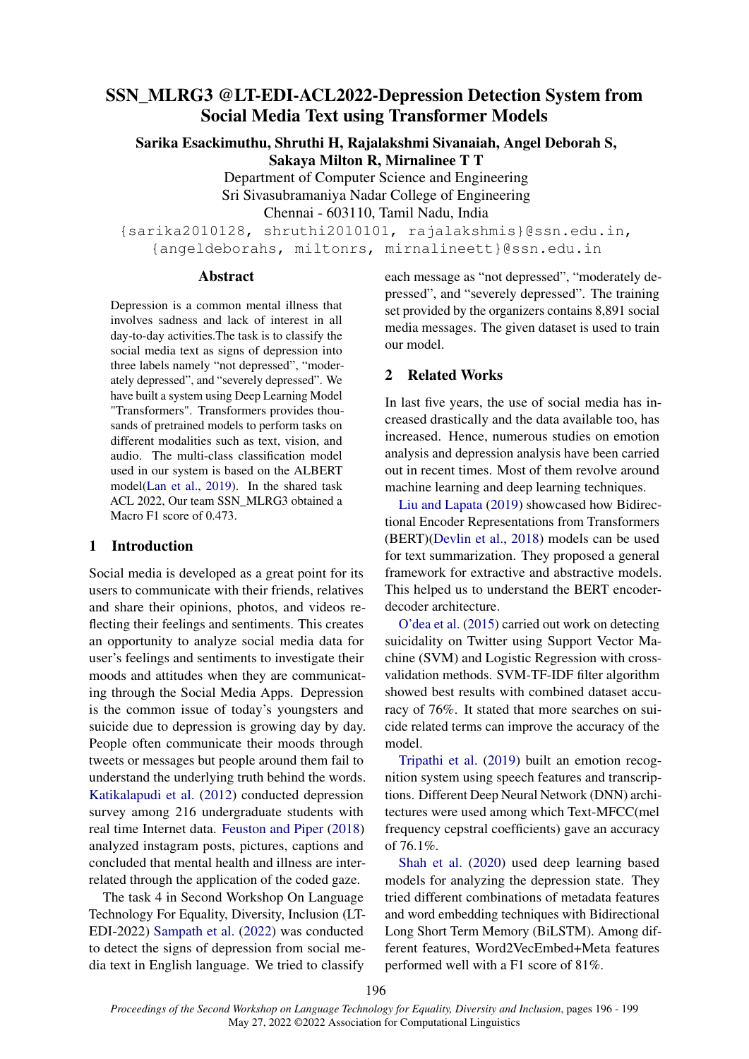# SSN_MLRG3 @LT-EDI-ACL2022-Depression Detection System from Social Media Text using Transformer Models

**Sarika Esackimuthu, Shruthi H, Rajalakshmi Sivanaiah, Angel Deborah S, Sakaya Milton R, Mirnalinee T T**

Department of Computer Science and Engineering
Sri Sivasubramaniya Nadar College of Engineering
Chennai - 603110, Tamil Nadu, India

{sarika2010128, shruthi2010101, rajalakshmis}@ssn.edu.in,
{angeldeborahs, miltonrs, mirnalineett}@ssn.edu.in

## Abstract

Depression is a common mental illness that involves sadness and lack of interest in all day-to-day activities.The task is to classify the social media text as signs of depression into three labels namely "not depressed", "moderately depressed", and "severely depressed". We have built a system using Deep Learning Model "Transformers". Transformers provides thousands of pretrained models to perform tasks on different modalities such as text, vision, and audio. The multi-class classification model used in our system is based on the ALBERT model(Lan et al., 2019). In the shared task ACL 2022, Our team SSN_MLRG3 obtained a Macro F1 score of 0.473.

## 1 Introduction

Social media is developed as a great point for its users to communicate with their friends, relatives and share their opinions, photos, and videos reflecting their feelings and sentiments. This creates an opportunity to analyze social media data for user's feelings and sentiments to investigate their moods and attitudes when they are communicating through the Social Media Apps. Depression is the common issue of today's youngsters and suicide due to depression is growing day by day. People often communicate their moods through tweets or messages but people around them fail to understand the underlying truth behind the words. Katikalapudi et al. (2012) conducted depression survey among 216 undergraduate students with real time Internet data. Feuston and Piper (2018) analyzed instagram posts, pictures, captions and concluded that mental health and illness are interrelated through the application of the coded gaze.

The task 4 in Second Workshop On Language Technology For Equality, Diversity, Inclusion (LT-EDI-2022) Sampath et al. (2022) was conducted to detect the signs of depression from social media text in English language. We tried to classify each message as "not depressed", "moderately depressed", and "severely depressed". The training set provided by the organizers contains 8,891 social media messages. The given dataset is used to train our model.

## 2 Related Works

In last five years, the use of social media has increased drastically and the data available too, has increased. Hence, numerous studies on emotion analysis and depression analysis have been carried out in recent times. Most of them revolve around machine learning and deep learning techniques.

Liu and Lapata (2019) showcased how Bidirectional Encoder Representations from Transformers (BERT)(Devlin et al., 2018) models can be used for text summarization. They proposed a general framework for extractive and abstractive models. This helped us to understand the BERT encoder-decoder architecture.

O'dea et al. (2015) carried out work on detecting suicidality on Twitter using Support Vector Machine (SVM) and Logistic Regression with cross-validation methods. SVM-TF-IDF filter algorithm showed best results with combined dataset accuracy of 76%. It stated that more searches on suicide related terms can improve the accuracy of the model.

Tripathi et al. (2019) built an emotion recognition system using speech features and transcriptions. Different Deep Neural Network (DNN) architectures were used among which Text-MFCC(mel frequency cepstral coefficients) gave an accuracy of 76.1%.

Shah et al. (2020) used deep learning based models for analyzing the depression state. They tried different combinations of metadata features and word embedding techniques with Bidirectional Long Short Term Memory (BiLSTM). Among different features, Word2VecEmbed+Meta features performed well with a F1 score of 81%.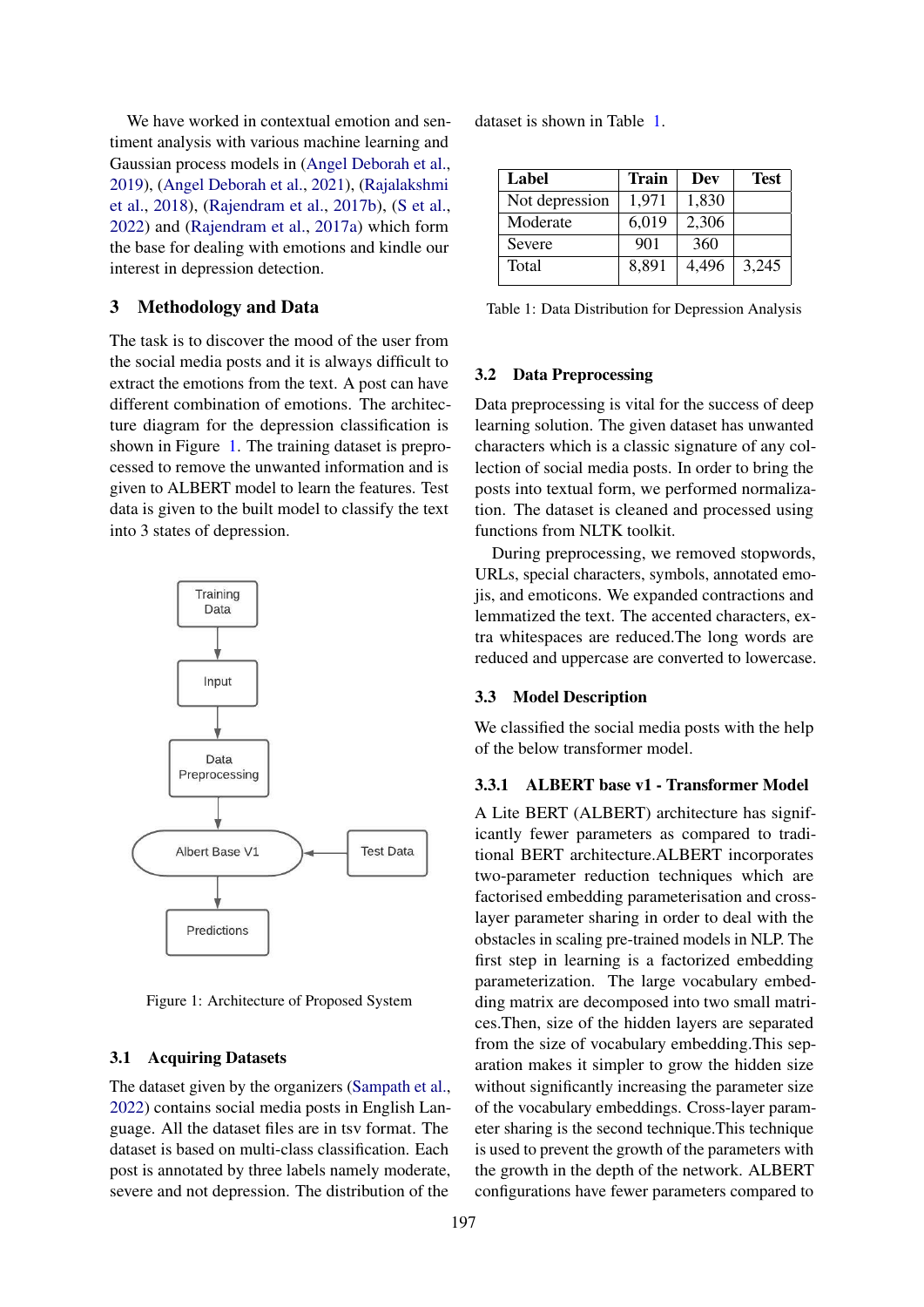We have worked in contextual emotion and sentiment analysis with various machine learning and Gaussian process models in (Angel Deborah et al., 2019), (Angel Deborah et al., 2021), (Rajalakshmi et al., 2018), (Rajendram et al., 2017b), (S et al., 2022) and (Rajendram et al., 2017a) which form the base for dealing with emotions and kindle our interest in depression detection.

## 3 Methodology and Data

The task is to discover the mood of the user from the social media posts and it is always difficult to extract the emotions from the text. A post can have different combination of emotions. The architecture diagram for the depression classification is shown in Figure 1. The training dataset is preprocessed to remove the unwanted information and is given to ALBERT model to learn the features. Test data is given to the built model to classify the text into 3 states of depression.

Training Data → Input → Data Preprocessing → Albert Base V1 ← Test Data; Albert Base V1 → Predictions

Figure 1: Architecture of Proposed System

### 3.1 Acquiring Datasets

The dataset given by the organizers (Sampath et al., 2022) contains social media posts in English Language. All the dataset files are in tsv format. The dataset is based on multi-class classification. Each post is annotated by three labels namely moderate, severe and not depression. The distribution of the dataset is shown in Table 1.

| Label | Train | Dev | Test |
|---|---|---|---|
| Not depression | 1,971 | 1,830 | |
| Moderate | 6,019 | 2,306 | |
| Severe | 901 | 360 | |
| Total | 8,891 | 4,496 | 3,245 |

Table 1: Data Distribution for Depression Analysis

### 3.2 Data Preprocessing

Data preprocessing is vital for the success of deep learning solution. The given dataset has unwanted characters which is a classic signature of any collection of social media posts. In order to bring the posts into textual form, we performed normalization. The dataset is cleaned and processed using functions from NLTK toolkit.

During preprocessing, we removed stopwords, URLs, special characters, symbols, annotated emojis, and emoticons. We expanded contractions and lemmatized the text. The accented characters, extra whitespaces are reduced.The long words are reduced and uppercase are converted to lowercase.

### 3.3 Model Description

We classified the social media posts with the help of the below transformer model.

#### 3.3.1 ALBERT base v1 - Transformer Model

A Lite BERT (ALBERT) architecture has significantly fewer parameters as compared to traditional BERT architecture.ALBERT incorporates two-parameter reduction techniques which are factorised embedding parameterisation and cross-layer parameter sharing in order to deal with the obstacles in scaling pre-trained models in NLP. The first step in learning is a factorized embedding parameterization. The large vocabulary embedding matrix are decomposed into two small matrices.Then, size of the hidden layers are separated from the size of vocabulary embedding.This separation makes it simpler to grow the hidden size without significantly increasing the parameter size of the vocabulary embeddings. Cross-layer parameter sharing is the second technique.This technique is used to prevent the growth of the parameters with the growth in the depth of the network. ALBERT configurations have fewer parameters compared to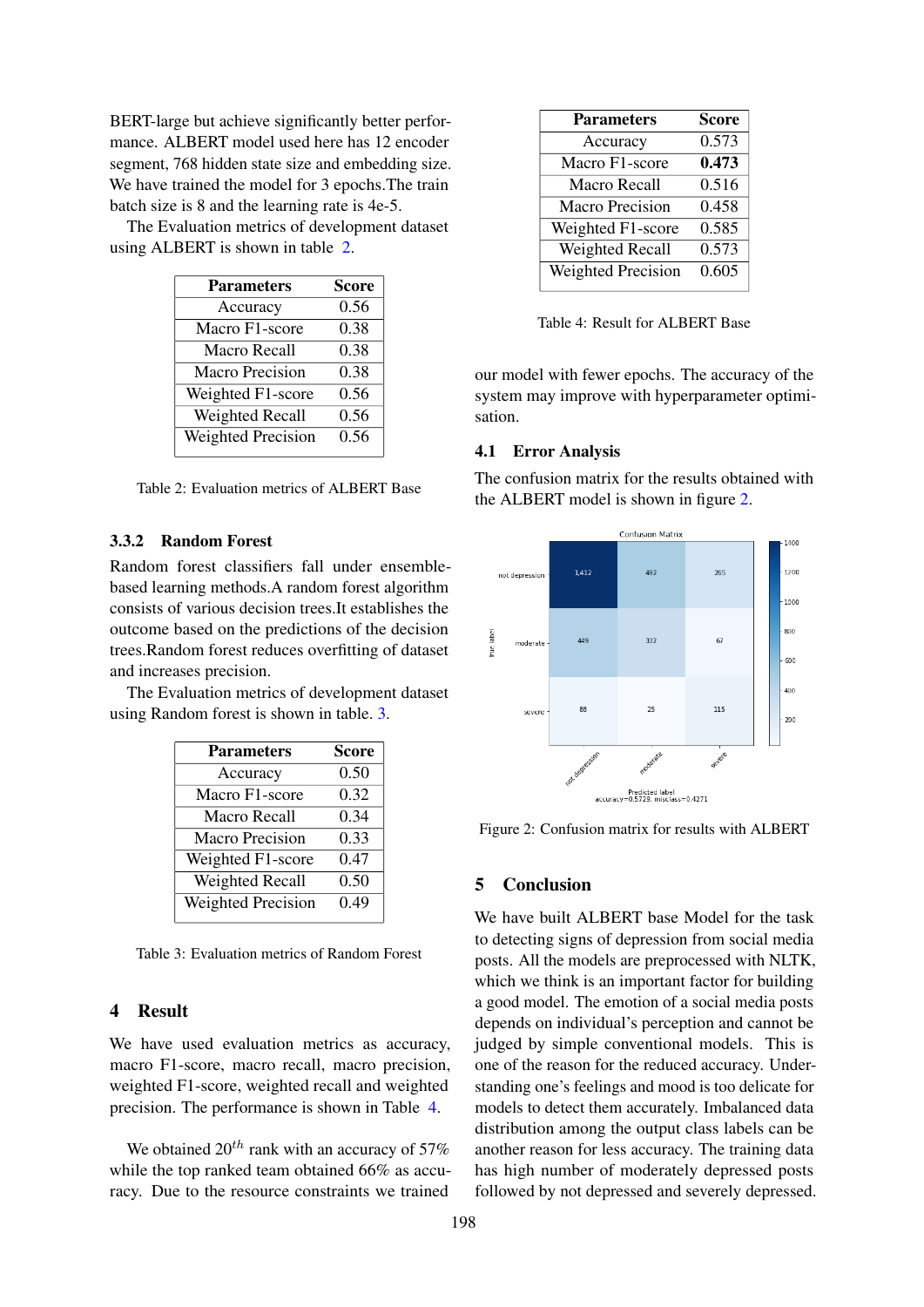BERT-large but achieve significantly better performance. ALBERT model used here has 12 encoder segment, 768 hidden state size and embedding size. We have trained the model for 3 epochs.The train batch size is 8 and the learning rate is 4e-5.

The Evaluation metrics of development dataset using ALBERT is shown in table 2.

| Parameters | Score |
|---|---|
| Accuracy | 0.56 |
| Macro F1-score | 0.38 |
| Macro Recall | 0.38 |
| Macro Precision | 0.38 |
| Weighted F1-score | 0.56 |
| Weighted Recall | 0.56 |
| Weighted Precision | 0.56 |

Table 2: Evaluation metrics of ALBERT Base

### 3.3.2 Random Forest

Random forest classifiers fall under ensemble-based learning methods.A random forest algorithm consists of various decision trees.It establishes the outcome based on the predictions of the decision trees.Random forest reduces overfitting of dataset and increases precision.

The Evaluation metrics of development dataset using Random forest is shown in table. 3.

| Parameters | Score |
|---|---|
| Accuracy | 0.50 |
| Macro F1-score | 0.32 |
| Macro Recall | 0.34 |
| Macro Precision | 0.33 |
| Weighted F1-score | 0.47 |
| Weighted Recall | 0.50 |
| Weighted Precision | 0.49 |

Table 3: Evaluation metrics of Random Forest

## 4 Result

We have used evaluation metrics as accuracy, macro F1-score, macro recall, macro precision, weighted F1-score, weighted recall and weighted precision. The performance is shown in Table 4.

We obtained $20^{th}$ rank with an accuracy of 57% while the top ranked team obtained 66% as accuracy. Due to the resource constraints we trained our model with fewer epochs. The accuracy of the system may improve with hyperparameter optimisation.

| Parameters | Score |
|---|---|
| Accuracy | 0.573 |
| Macro F1-score | **0.473** |
| Macro Recall | 0.516 |
| Macro Precision | 0.458 |
| Weighted F1-score | 0.585 |
| Weighted Recall | 0.573 |
| Weighted Precision | 0.605 |

Table 4: Result for ALBERT Base

### 4.1 Error Analysis

The confusion matrix for the results obtained with the ALBERT model is shown in figure 2.

Figure 2: Confusion matrix for results with ALBERT

## 5 Conclusion

We have built ALBERT base Model for the task to detecting signs of depression from social media posts. All the models are preprocessed with NLTK, which we think is an important factor for building a good model. The emotion of a social media posts depends on individual's perception and cannot be judged by simple conventional models. This is one of the reason for the reduced accuracy. Understanding one's feelings and mood is too delicate for models to detect them accurately. Imbalanced data distribution among the output class labels can be another reason for less accuracy. The training data has high number of moderately depressed posts followed by not depressed and severely depressed.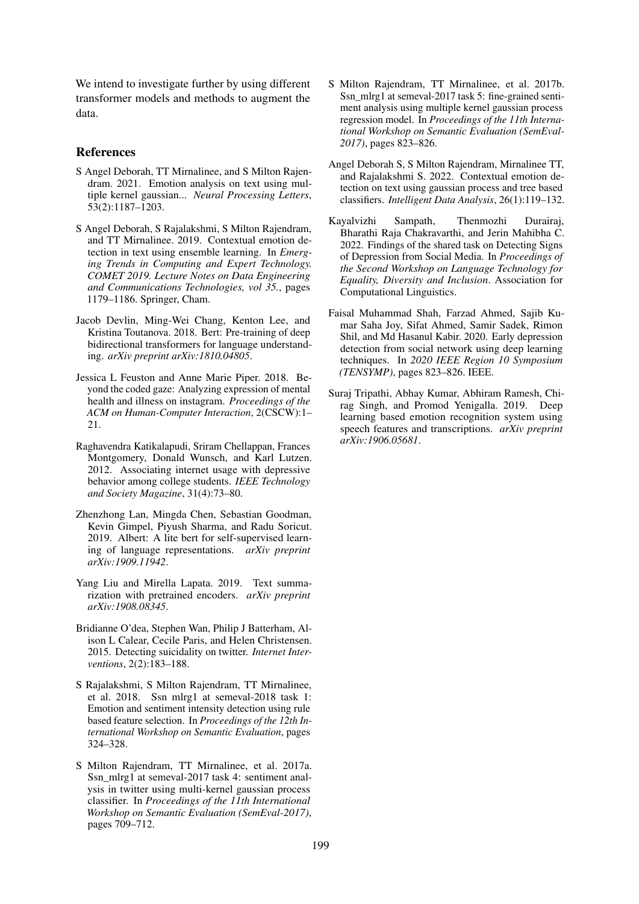We intend to investigate further by using different transformer models and methods to augment the data.

## References

S Angel Deborah, TT Mirnalinee, and S Milton Rajendram. 2021. Emotion analysis on text using multiple kernel gaussian... *Neural Processing Letters*, 53(2):1187–1203.

S Angel Deborah, S Rajalakshmi, S Milton Rajendram, and TT Mirnalinee. 2019. Contextual emotion detection in text using ensemble learning. In *Emerging Trends in Computing and Expert Technology. COMET 2019. Lecture Notes on Data Engineering and Communications Technologies, vol 35.*, pages 1179–1186. Springer, Cham.

Jacob Devlin, Ming-Wei Chang, Kenton Lee, and Kristina Toutanova. 2018. Bert: Pre-training of deep bidirectional transformers for language understanding. *arXiv preprint arXiv:1810.04805*.

Jessica L Feuston and Anne Marie Piper. 2018. Beyond the coded gaze: Analyzing expression of mental health and illness on instagram. *Proceedings of the ACM on Human-Computer Interaction*, 2(CSCW):1–21.

Raghavendra Katikalapudi, Sriram Chellappan, Frances Montgomery, Donald Wunsch, and Karl Lutzen. 2012. Associating internet usage with depressive behavior among college students. *IEEE Technology and Society Magazine*, 31(4):73–80.

Zhenzhong Lan, Mingda Chen, Sebastian Goodman, Kevin Gimpel, Piyush Sharma, and Radu Soricut. 2019. Albert: A lite bert for self-supervised learning of language representations. *arXiv preprint arXiv:1909.11942*.

Yang Liu and Mirella Lapata. 2019. Text summarization with pretrained encoders. *arXiv preprint arXiv:1908.08345*.

Bridianne O'dea, Stephen Wan, Philip J Batterham, Alison L Calear, Cecile Paris, and Helen Christensen. 2015. Detecting suicidality on twitter. *Internet Interventions*, 2(2):183–188.

S Rajalakshmi, S Milton Rajendram, TT Mirnalinee, et al. 2018. Ssn mlrg1 at semeval-2018 task 1: Emotion and sentiment intensity detection using rule based feature selection. In *Proceedings of the 12th International Workshop on Semantic Evaluation*, pages 324–328.

S Milton Rajendram, TT Mirnalinee, et al. 2017a. Ssn_mlrg1 at semeval-2017 task 4: sentiment analysis in twitter using multi-kernel gaussian process classifier. In *Proceedings of the 11th International Workshop on Semantic Evaluation (SemEval-2017)*, pages 709–712.

S Milton Rajendram, TT Mirnalinee, et al. 2017b. Ssn_mlrg1 at semeval-2017 task 5: fine-grained sentiment analysis using multiple kernel gaussian process regression model. In *Proceedings of the 11th International Workshop on Semantic Evaluation (SemEval-2017)*, pages 823–826.

Angel Deborah S, S Milton Rajendram, Mirnalinee TT, and Rajalakshmi S. 2022. Contextual emotion detection on text using gaussian process and tree based classifiers. *Intelligent Data Analysis*, 26(1):119–132.

Kayalvizhi Sampath, Thenmozhi Durairaj, Bharathi Raja Chakravarthi, and Jerin Mahibha C. 2022. Findings of the shared task on Detecting Signs of Depression from Social Media. In *Proceedings of the Second Workshop on Language Technology for Equality, Diversity and Inclusion*. Association for Computational Linguistics.

Faisal Muhammad Shah, Farzad Ahmed, Sajib Kumar Saha Joy, Sifat Ahmed, Samir Sadek, Rimon Shil, and Md Hasanul Kabir. 2020. Early depression detection from social network using deep learning techniques. In *2020 IEEE Region 10 Symposium (TENSYMP)*, pages 823–826. IEEE.

Suraj Tripathi, Abhay Kumar, Abhiram Ramesh, Chirag Singh, and Promod Yenigalla. 2019. Deep learning based emotion recognition system using speech features and transcriptions. *arXiv preprint arXiv:1906.05681*.